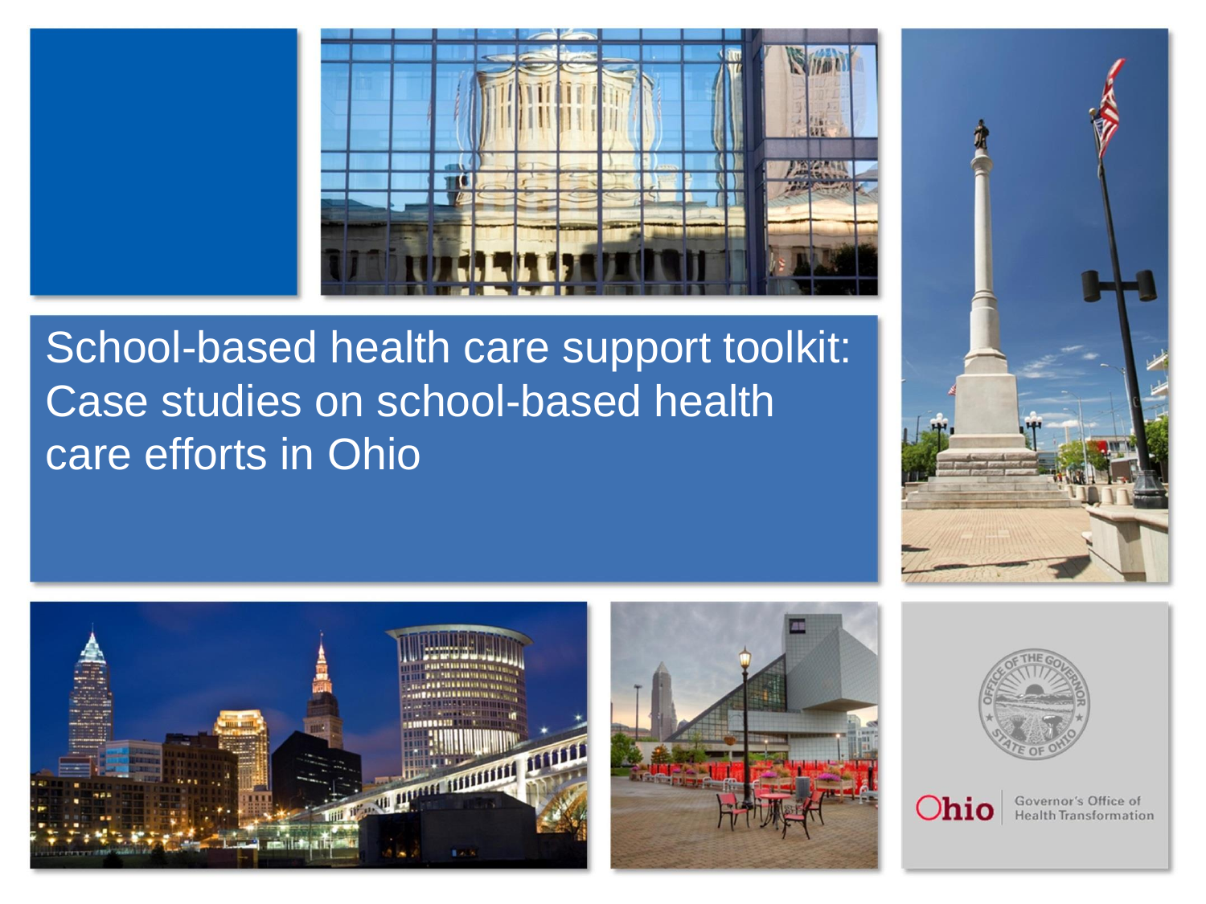# School-based health care support toolkit: Case studies on school-based health care efforts in Ohio

Ohio | Governor's Office of Health Transformation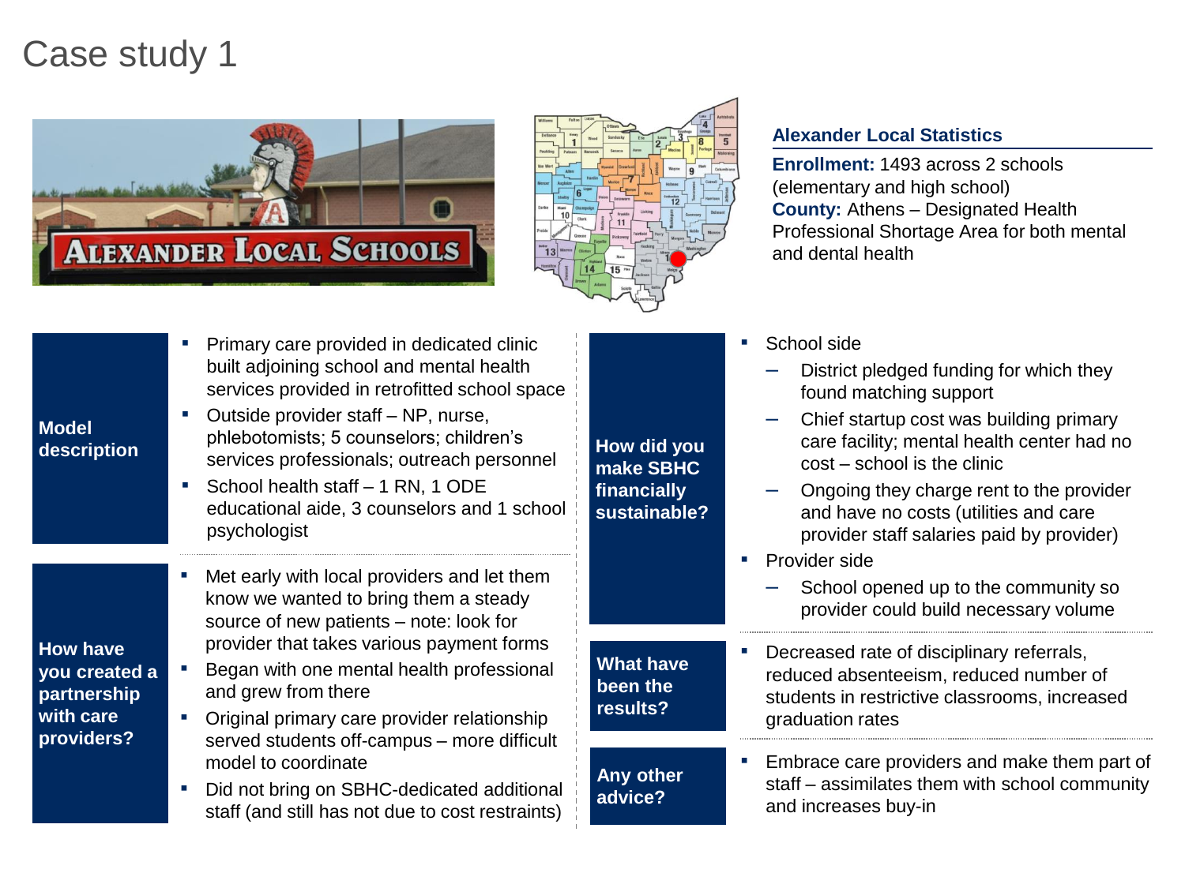# Case study 1

## Alexander Local Statistics

**Enrollment:** 1493 across 2 schools (elementary and high school)
**County:** Athens – Designated Health Professional Shortage Area for both mental and dental health

### Model description

- Primary care provided in dedicated clinic built adjoining school and mental health services provided in retrofitted school space
- Outside provider staff – NP, nurse, phlebotomists; 5 counselors; children's services professionals; outreach personnel
- School health staff – 1 RN, 1 ODE educational aide, 3 counselors and 1 school psychologist

### How have you created a partnership with care providers?

- Met early with local providers and let them know we wanted to bring them a steady source of new patients – note: look for provider that takes various payment forms
- Began with one mental health professional and grew from there
- Original primary care provider relationship served students off-campus – more difficult model to coordinate
- Did not bring on SBHC-dedicated additional staff (and still has not due to cost restraints)

### How did you make SBHC financially sustainable?

- School side
  - District pledged funding for which they found matching support
  - Chief startup cost was building primary care facility; mental health center had no cost – school is the clinic
  - Ongoing they charge rent to the provider and have no costs (utilities and care provider staff salaries paid by provider)
- Provider side
  - School opened up to the community so provider could build necessary volume

### What have been the results?

- Decreased rate of disciplinary referrals, reduced absenteeism, reduced number of students in restrictive classrooms, increased graduation rates

### Any other advice?

- Embrace care providers and make them part of staff – assimilates them with school community and increases buy-in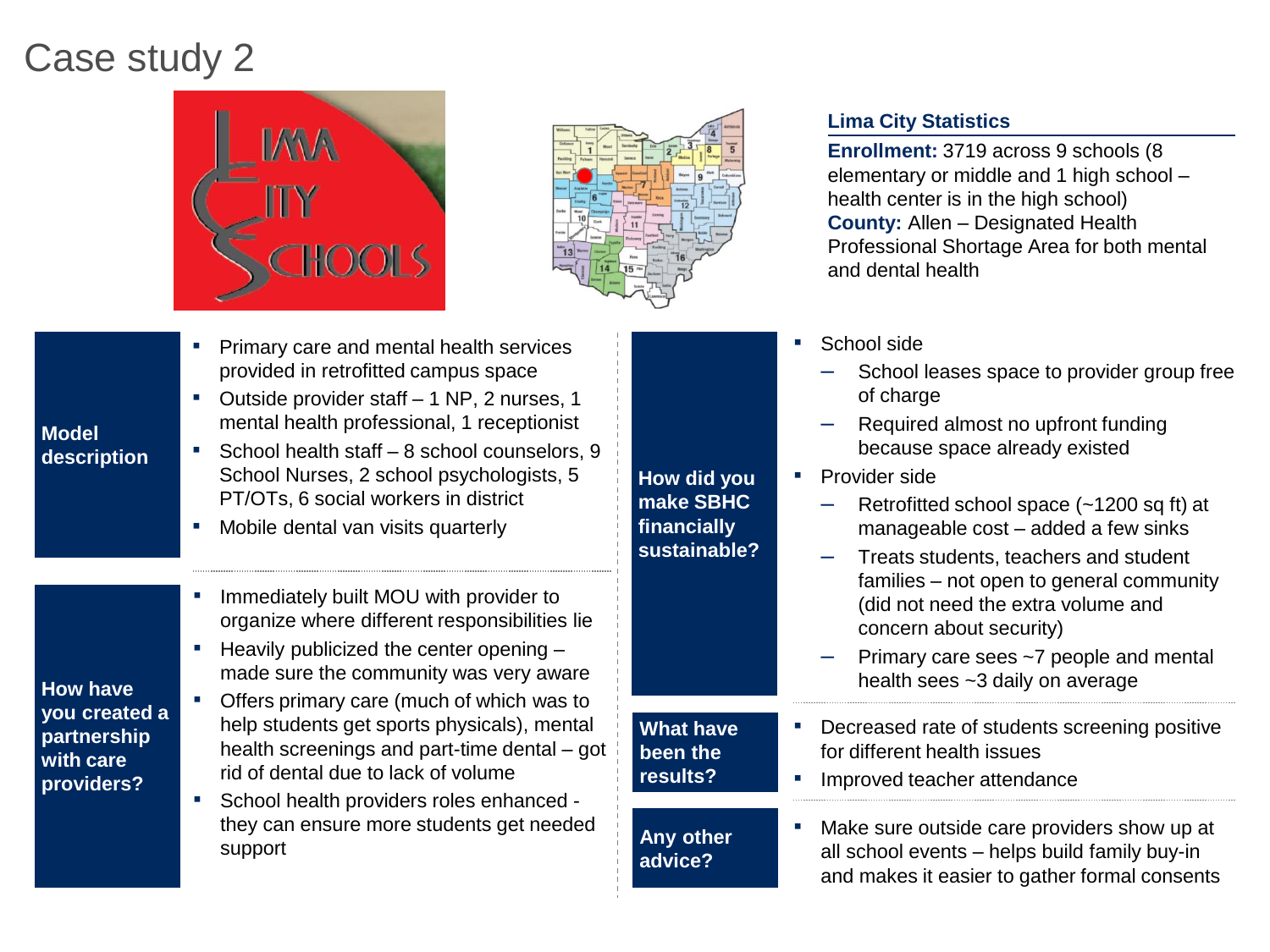# Case study 2

### Lima City Statistics

**Enrollment:** 3719 across 9 schools (8 elementary or middle and 1 high school – health center is in the high school)
**County:** Allen – Designated Health Professional Shortage Area for both mental and dental health

## Model description

- Primary care and mental health services provided in retrofitted campus space
- Outside provider staff – 1 NP, 2 nurses, 1 mental health professional, 1 receptionist
- School health staff – 8 school counselors, 9 School Nurses, 2 school psychologists, 5 PT/OTs, 6 social workers in district
- Mobile dental van visits quarterly

## How have you created a partnership with care providers?

- Immediately built MOU with provider to organize where different responsibilities lie
- Heavily publicized the center opening – made sure the community was very aware
- Offers primary care (much of which was to help students get sports physicals), mental health screenings and part-time dental – got rid of dental due to lack of volume
- School health providers roles enhanced - they can ensure more students get needed support

## How did you make SBHC financially sustainable?

- School side
  - School leases space to provider group free of charge
  - Required almost no upfront funding because space already existed
- Provider side
  - Retrofitted school space (~1200 sq ft) at manageable cost – added a few sinks
  - Treats students, teachers and student families – not open to general community (did not need the extra volume and concern about security)
  - Primary care sees ~7 people and mental health sees ~3 daily on average

## What have been the results?

- Decreased rate of students screening positive for different health issues
- Improved teacher attendance

## Any other advice?

- Make sure outside care providers show up at all school events – helps build family buy-in and makes it easier to gather formal consents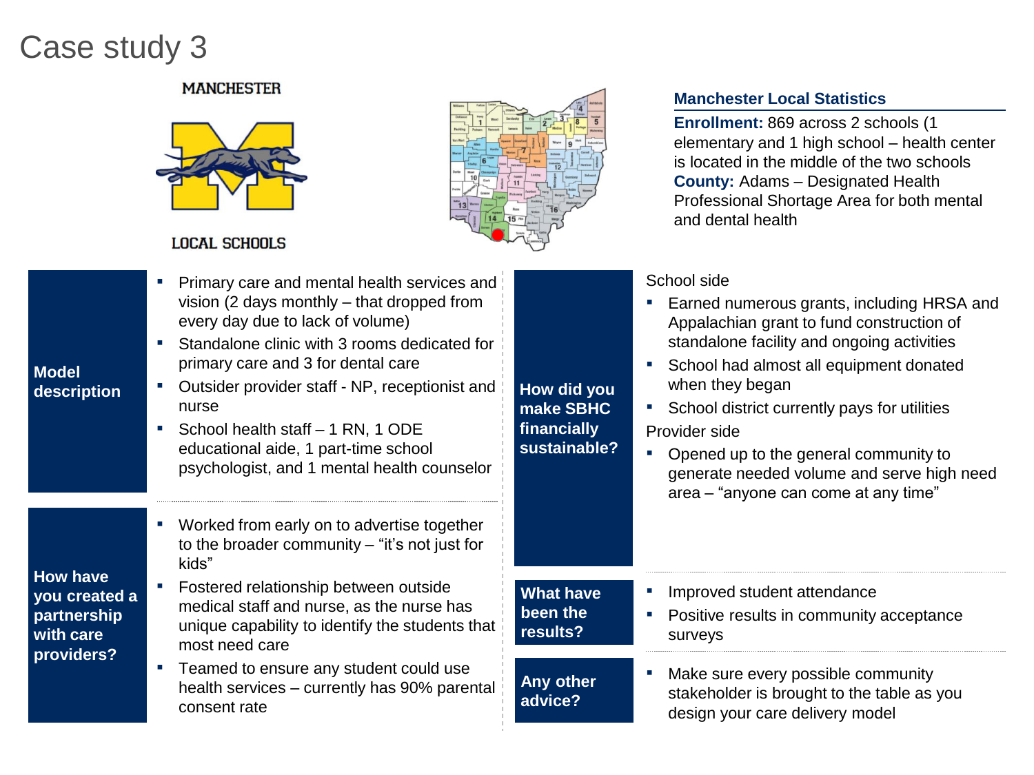# Case study 3

MANCHESTER

LOCAL SCHOOLS

**Manchester Local Statistics**

**Enrollment:** 869 across 2 schools (1 elementary and 1 high school – health center is located in the middle of the two schools

**County:** Adams – Designated Health Professional Shortage Area for both mental and dental health

**Model description**

- Primary care and mental health services and vision (2 days monthly – that dropped from every day due to lack of volume)
- Standalone clinic with 3 rooms dedicated for primary care and 3 for dental care
- Outsider provider staff - NP, receptionist and nurse
- School health staff – 1 RN, 1 ODE educational aide, 1 part-time school psychologist, and 1 mental health counselor

**How have you created a partnership with care providers?**

- Worked from early on to advertise together to the broader community – "it's not just for kids"
- Fostered relationship between outside medical staff and nurse, as the nurse has unique capability to identify the students that most need care
- Teamed to ensure any student could use health services – currently has 90% parental consent rate

**How did you make SBHC financially sustainable?**

School side

- Earned numerous grants, including HRSA and Appalachian grant to fund construction of standalone facility and ongoing activities
- School had almost all equipment donated when they began
- School district currently pays for utilities

Provider side

- Opened up to the general community to generate needed volume and serve high need area – "anyone can come at any time"

**What have been the results?**

- Improved student attendance
- Positive results in community acceptance surveys

**Any other advice?**

- Make sure every possible community stakeholder is brought to the table as you design your care delivery model